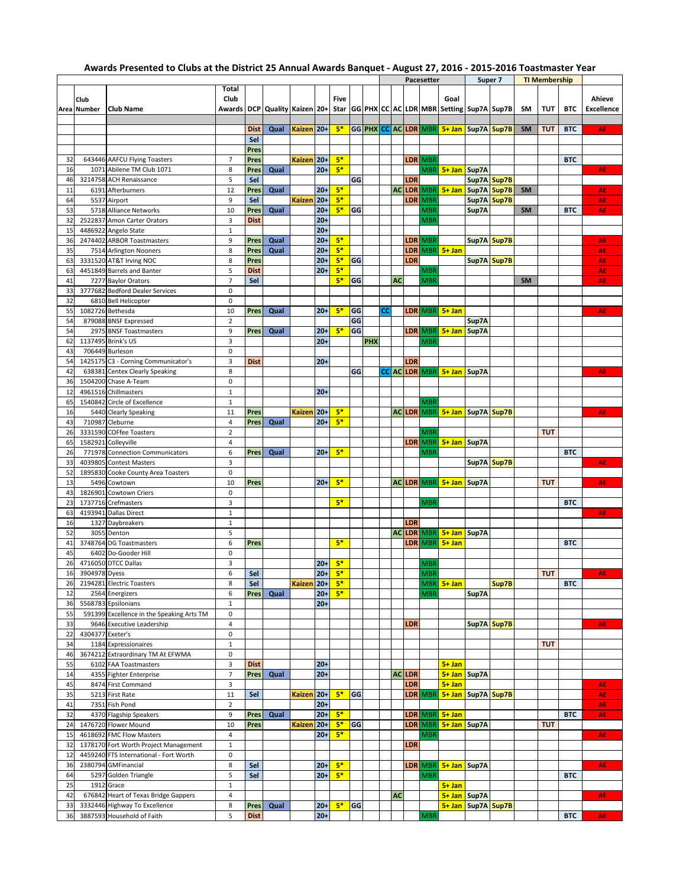# Awards Presented to Clubs at the District 25 Annual Awards Banquet - August 27, 2016 - 2015-2016 Toastmaster Year

| Area | Club Number | Club Name | Total Club Awards | DCP | Quality | Kaizen | 20+ | Five Star | GG | PHX | CC | AC | LDR | MBR | Goal Setting | Sup7A | Sup7B | SM | TUT | BTC | Ahieve Excellence |
|---|---|---|---|---|---|---|---|---|---|---|---|---|---|---|---|---|---|---|---|---|---|
| | | | | | | | | | | | Pacesetter | | | | | Super 7 | | TI Membership | | | |
| | | | | Dist | Qual | Kaizen | 20+ | 5* | GG | PHX | CC | AC | LDR | MBR | 5+ Jan | Sup7A | Sup7B | SM | TUT | BTC | AE |
| | | | | Sel | | | | | | | | | | | | | | | | | |
| | | | | Pres | | | | | | | | | | | | | | | | | |
| 32 | 643446 | AAFCU Flying Toasters | 7 | Pres | | Kaizen | 20+ | 5* | | | | | LDR | MBR | | | | | | BTC | |
| 16 | 1071 | Abilene TM Club 1071 | 8 | Pres | Qual | | 20+ | 5* | | | | | | MBR | 5+ Jan | Sup7A | | | | | AE |
| 46 | 3214758 | ACH Renaissance | 5 | Sel | | | | | GG | | | | LDR | | | Sup7A | Sup7B | | | | |
| 11 | 6191 | Afterburners | 12 | Pres | Qual | | 20+ | 5* | | | | AC | LDR | MBR | 5+ Jan | Sup7A | Sup7B | SM | | | AE |
| 64 | 5537 | Airport | 9 | Sel | | Kaizen | 20+ | 5* | | | | | LDR | MBR | | Sup7A | Sup7B | | | | AE |
| 53 | 5718 | Alliance Networks | 10 | Pres | Qual | | 20+ | 5* | GG | | | | | MBR | | Sup7A | | SM | | BTC | AE |
| 32 | 2522837 | Amon Carter Orators | 3 | Dist | | | 20+ | | | | | | | MBR | | | | | | | |
| 15 | 4486922 | Angelo State | 1 | | | | 20+ | | | | | | | | | | | | | | |
| 36 | 2474402 | ARBOR Toastmasters | 9 | Pres | Qual | | 20+ | 5* | | | | | LDR | MBR | | Sup7A | Sup7B | | | | AE |
| 35 | 7514 | Arlington Nooners | 8 | Pres | Qual | | 20+ | 5* | | | | | LDR | MBR | 5+ Jan | | | | | | AE |
| 63 | 3331520 | AT&T Irving NOC | 8 | Pres | | | 20+ | 5* | GG | | | | LDR | | | Sup7A | Sup7B | | | | AE |
| 63 | 4451849 | Barrels and Banter | 5 | Dist | | | 20+ | 5* | | | | | | MBR | | | | | | | AE |
| 41 | 7277 | Baylor Orators | 7 | Sel | | | | 5* | GG | | | AC | | MBR | | | | SM | | | AE |
| 33 | 3777682 | Bedford Dealer Services | 0 | | | | | | | | | | | | | | | | | | |
| 32 | 6810 | Bell Helicopter | 0 | | | | | | | | | | | | | | | | | | |
| 55 | 1082726 | Bethesda | 10 | Pres | Qual | | 20+ | 5* | GG | | CC | | LDR | MBR | 5+ Jan | | | | | | AE |
| 54 | 879088 | BNSF Expressed | 2 | | | | | | GG | | | | | | | Sup7A | | | | | |
| 54 | 2975 | BNSF Toastmasters | 9 | Pres | Qual | | 20+ | 5* | GG | | | | LDR | MBR | 5+ Jan | Sup7A | | | | | |
| 62 | 1137495 | Brink's US | 3 | | | | 20+ | | | PHX | | | | MBR | | | | | | | |
| 43 | 706449 | Burleson | 0 | | | | | | | | | | | | | | | | | | |
| 54 | 1425175 | C3 - Corning Communicator's | 3 | Dist | | | 20+ | | | | | | LDR | | | | | | | | |
| 42 | 638381 | Centex Clearly Speaking | 8 | | | | | | GG | | CC | AC | LDR | MBR | 5+ Jan | Sup7A | | | | | AE |
| 36 | 1504200 | Chase A-Team | 0 | | | | | | | | | | | | | | | | | | |
| 12 | 4961516 | Chillmasters | 1 | | | | 20+ | | | | | | | | | | | | | | |
| 65 | 1540842 | Circle of Excellence | 1 | | | | | | | | | | | MBR | | | | | | | |
| 16 | 5440 | Clearly Speaking | 11 | Pres | | Kaizen | 20+ | 5* | | | | AC | LDR | MBR | 5+ Jan | Sup7A | Sup7B | | | | AE |
| 43 | 710987 | Cleburne | 4 | Pres | Qual | | 20+ | 5* | | | | | | | | | | | | | |
| 26 | 3331590 | COFfee Toasters | 2 | | | | | | | | | | | MBR | | | | | TUT | | |
| 65 | 1582921 | Colleyville | 4 | | | | | | | | | | LDR | MBR | 5+ Jan | Sup7A | | | | | |
| 26 | 771978 | Connection Communicators | 6 | Pres | Qual | | 20+ | 5* | | | | | | MBR | | | | | | BTC | |
| 33 | 4039805 | Contest Masters | 3 | | | | | | | | | | | | | Sup7A | Sup7B | | | | AE |
| 52 | 1895830 | Cooke County Area Toasters | 0 | | | | | | | | | | | | | | | | | | |
| 13 | 5496 | Cowtown | 10 | Pres | | | 20+ | 5* | | | | AC | LDR | MBR | 5+ Jan | Sup7A | | | TUT | | AE |
| 43 | 1826901 | Cowtown Criers | 0 | | | | | | | | | | | | | | | | | | |
| 23 | 1737716 | Crefmasters | 3 | | | | | 5* | | | | | | MBR | | | | | | BTC | |
| 63 | 4193941 | Dallas Direct | 1 | | | | | | | | | | | | | | | | | | AE |
| 16 | 1327 | Daybreakers | 1 | | | | | | | | | | LDR | | | | | | | | |
| 52 | 3055 | Denton | 5 | | | | | | | | | AC | LDR | MBR | 5+ Jan | Sup7A | | | | | |
| 41 | 3748764 | DG Toastmasters | 6 | Pres | | | | 5* | | | | | LDR | MBR | 5+ Jan | | | | | BTC | |
| 45 | 6402 | Do-Gooder Hill | 0 | | | | | | | | | | | | | | | | | | |
| 26 | 4716050 | DTCC Dallas | 3 | | | | 20+ | 5* | | | | | | MBR | | | | | | | |
| 16 | 3904978 | Dyess | 6 | Sel | | | 20+ | 5* | | | | | | MBR | | | | | TUT | | AE |
| 26 | 2194281 | Electric Toasters | 8 | Sel | | Kaizen | 20+ | 5* | | | | | | MBR | 5+ Jan | | Sup7B | | | BTC | |
| 12 | 2564 | Energizers | 6 | Pres | Qual | | 20+ | 5* | | | | | | MBR | | Sup7A | | | | | |
| 36 | 5568783 | Epsilonians | 1 | | | | 20+ | | | | | | | | | | | | | | |
| 55 | 591399 | Excellence in the Speaking Arts TM | 0 | | | | | | | | | | | | | | | | | | |
| 33 | 9646 | Executive Leadership | 4 | | | | | | | | | | LDR | | | Sup7A | Sup7B | | | | AE |
| 22 | 4304377 | Exeter's | 0 | | | | | | | | | | | | | | | | | | |
| 34 | 1184 | Expressionaires | 1 | | | | | | | | | | | | | | | | TUT | | |
| 46 | 3674212 | Extraordinary TM At EFWMA | 0 | | | | | | | | | | | | | | | | | | |
| 55 | 6102 | FAA Toastmasters | 3 | Dist | | | 20+ | | | | | | | | 5+ Jan | | | | | | |
| 14 | 4355 | Fighter Enterprise | 7 | Pres | Qual | | 20+ | | | | | AC | LDR | | 5+ Jan | Sup7A | | | | | |
| 45 | 8474 | First Command | 3 | | | | | | | | | | LDR | | 5+ Jan | | | | | | AE |
| 35 | 5213 | First Rate | 11 | Sel | | Kaizen | 20+ | 5* | GG | | | | LDR | MBR | 5+ Jan | Sup7A | Sup7B | | | | AE |
| 41 | 7351 | Fish Pond | 2 | | | | 20+ | | | | | | | | | | | | | | AE |
| 32 | 4370 | Flagship Speakers | 9 | Pres | Qual | | 20+ | 5* | | | | | LDR | MBR | 5+ Jan | | | | | BTC | AE |
| 24 | 1476720 | Flower Mound | 10 | Pres | | Kaizen | 20+ | 5* | GG | | | | LDR | MBR | 5+ Jan | Sup7A | | | TUT | | |
| 15 | 4618692 | FMC Flow Masters | 4 | | | | 20+ | 5* | | | | | | MBR | | | | | | | AE |
| 32 | 1378170 | Fort Worth Project Management | 1 | | | | | | | | | | LDR | | | | | | | | |
| 12 | 4459240 | FTS International - Fort Worth | 0 | | | | | | | | | | | | | | | | | | |
| 36 | 2380794 | GMFinancial | 8 | Sel | | | 20+ | 5* | | | | | LDR | MBR | 5+ Jan | Sup7A | | | | | AE |
| 64 | 5297 | Golden Triangle | 5 | Sel | | | 20+ | 5* | | | | | | MBR | | | | | | BTC | |
| 25 | 1912 | Grace | 1 | | | | | | | | | | | | 5+ Jan | | | | | | |
| 42 | 676842 | Heart of Texas Bridge Gappers | 4 | | | | | | | | | AC | | | 5+ Jan | Sup7A | | | | | AE |
| 33 | 3332446 | Highway To Excellence | 8 | Pres | Qual | | 20+ | 5* | GG | | | | | | 5+ Jan | Sup7A | Sup7B | | | | |
| 36 | 3887593 | Household of Faith | 5 | Dist | | | 20+ | | | | | | | MBR | | | | | | BTC | AE |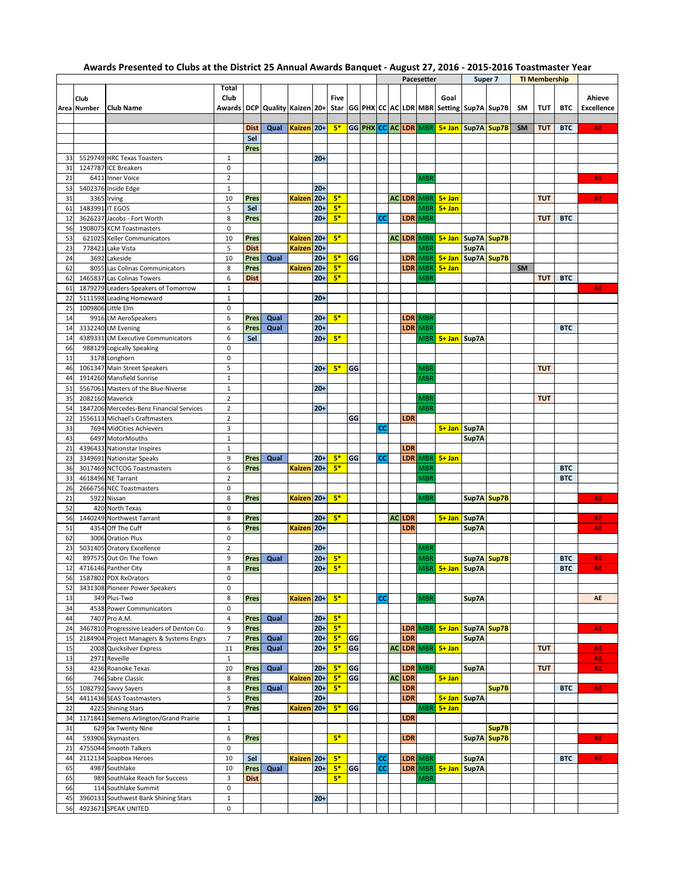# Awards Presented to Clubs at the District 25 Annual Awards Banquet - August 27, 2016 - 2015-2016 Toastmaster Year

| | | | | | | | | | | | | Pacesetter | | | | Super 7 | | TI Membership | | | |
|---|---|---|---|---|---|---|---|---|---|---|---|---|---|---|---|---|---|---|---|---|---|
| Area | Club Number | Club Name | Total Club Awards | DCP | Quality | Kaizen | 20+ | Five Star | GG | PHX | CC | AC | LDR | MBR | Goal Setting | Sup7A | Sup7B | SM | TUT | BTC | Ahieve Excellence |
| | | | | Dist | Qual | Kaizen | 20+ | 5* | GG | PHX | CC | AC | LDR | MBR | 5+ Jan | Sup7A | Sup7B | SM | TUT | BTC | AE |
| | | | | Sel | | | | | | | | | | | | | | | | | |
| | | | | Pres | | | | | | | | | | | | | | | | | |
| 33 | 5529749 | HRC Texas Toasters | 1 | | | | 20+ | | | | | | | | | | | | | | |
| 31 | 1247787 | ICE Breakers | 0 | | | | | | | | | | | | | | | | | | |
| 21 | 6411 | Inner Voice | 2 | | | | | | | | | | | MBR | | | | | | | AE |
| 53 | 5402376 | Inside Edge | 1 | | | | 20+ | | | | | | | | | | | | | | |
| 31 | 3365 | Irving | 10 | Pres | | Kaizen | 20+ | 5* | | | | AC | LDR | MBR | 5+ Jan | | | | TUT | | AE |
| 61 | 1483991 | IT EGOS | 5 | Sel | | | 20+ | 5* | | | | | | MBR | 5+ Jan | | | | | | |
| 12 | 3626237 | Jacobs - Fort Worth | 8 | Pres | | | 20+ | 5* | | | CC | | LDR | MBR | | | | | TUT | BTC | |
| 56 | 1908075 | KCM Toastmasters | 0 | | | | | | | | | | | | | | | | | | |
| 53 | 621025 | Keller Communicators | 10 | Pres | | Kaizen | 20+ | 5* | | | | AC | LDR | MBR | 5+ Jan | Sup7A | Sup7B | | | | |
| 23 | 778421 | Lake Vista | 5 | Dist | | Kaizen | 20+ | | | | | | | MBR | | Sup7A | | | | | |
| 24 | 3692 | Lakeside | 10 | Pres | Qual | | 20+ | 5* | GG | | | | LDR | MBR | 5+ Jan | Sup7A | Sup7B | | | | |
| 62 | 8055 | Las Colinas Communicators | 8 | Pres | | Kaizen | 20+ | 5* | | | | | LDR | MBR | 5+ Jan | | | SM | | | |
| 62 | 1465837 | Las Colinas Towers | 6 | Dist | | | 20+ | 5* | | | | | | MBR | | | | | TUT | BTC | |
| 61 | 1879279 | Leaders-Speakers of Tomorrow | 1 | | | | | | | | | | | | | | | | | | AE |
| 22 | 5111598 | Leading Homeward | 1 | | | | 20+ | | | | | | | | | | | | | | |
| 25 | 1009806 | Little Elm | 0 | | | | | | | | | | | | | | | | | | |
| 14 | 9916 | LM AeroSpeakers | 6 | Pres | Qual | | 20+ | 5* | | | | | LDR | MBR | | | | | | | |
| 14 | 3332240 | LM Evening | 6 | Pres | Qual | | 20+ | | | | | | LDR | MBR | | | | | | BTC | |
| 14 | 4389331 | LM Executive Communicators | 6 | Sel | | | 20+ | 5* | | | | | | MBR | 5+ Jan | Sup7A | | | | | |
| 66 | 988129 | Logically Speaking | 0 | | | | | | | | | | | | | | | | | | |
| 11 | 3178 | Longhorn | 0 | | | | | | | | | | | | | | | | | | |
| 46 | 1061347 | Main Street Speakers | 5 | | | | 20+ | 5* | GG | | | | | MBR | | | | | TUT | | |
| 44 | 1914260 | Mansfield Sunrise | 1 | | | | | | | | | | | MBR | | | | | | | |
| 51 | 5567061 | Masters of the Blue-Niverse | 1 | | | | 20+ | | | | | | | | | | | | | | |
| 35 | 2082160 | Maverick | 2 | | | | | | | | | | | MBR | | | | | TUT | | |
| 54 | 1847206 | Mercedes-Benz Financial Services | 2 | | | | 20+ | | | | | | | MBR | | | | | | | |
| 22 | 1556113 | Michael's Craftmasters | 2 | | | | | | GG | | | | LDR | | | | | | | | |
| 33 | 7694 | MidCities Achievers | 3 | | | | | | | | CC | | | | 5+ Jan | Sup7A | | | | | |
| 43 | 6497 | MotorMouths | 1 | | | | | | | | | | | | | Sup7A | | | | | |
| 21 | 4396433 | Nationstar Inspires | 1 | | | | | | | | | | LDR | | | | | | | | |
| 23 | 3349691 | Nationstar Speaks | 9 | Pres | Qual | | 20+ | 5* | GG | | CC | | LDR | MBR | 5+ Jan | | | | | | |
| 36 | 3017469 | NCTCOG Toastmasters | 6 | Pres | | Kaizen | 20+ | 5* | | | | | | MBR | | | | | | BTC | |
| 33 | 4618496 | NE Tarrant | 2 | | | | | | | | | | | MBR | | | | | | BTC | |
| 26 | 2666756 | NEC Toastmasters | 0 | | | | | | | | | | | | | | | | | | |
| 21 | 5922 | Nissan | 8 | Pres | | Kaizen | 20+ | 5* | | | | | | MBR | | Sup7A | Sup7B | | | | AE |
| 52 | 420 | North Texas | 0 | | | | | | | | | | | | | | | | | | |
| 56 | 1440249 | Northwest Tarrant | 8 | Pres | | | 20+ | 5* | | | | AC | LDR | | 5+ Jan | Sup7A | | | | | AE |
| 51 | 4354 | Off The Cuff | 6 | Pres | | Kaizen | 20+ | | | | | | LDR | | | Sup7A | | | | | AE |
| 62 | 3006 | Oration Plus | 0 | | | | | | | | | | | | | | | | | | |
| 23 | 5031405 | Oratory Excellence | 2 | | | | 20+ | | | | | | | MBR | | | | | | | |
| 42 | 897575 | Out On The Town | 9 | Pres | Qual | | 20+ | 5* | | | | | | MBR | | Sup7A | Sup7B | | | BTC | AE |
| 12 | 4716146 | Panther City | 8 | Pres | | | 20+ | 5* | | | | | | MBR | 5+ Jan | Sup7A | | | | BTC | AE |
| 56 | 1587802 | PDX RxOrators | 0 | | | | | | | | | | | | | | | | | | |
| 52 | 3431308 | Pioneer Power Speakers | 0 | | | | | | | | | | | | | | | | | | |
| 13 | 349 | Plus-Two | 8 | Pres | | Kaizen | 20+ | 5* | | | CC | | | MBR | | Sup7A | | | | | AE |
| 34 | 4538 | Power Communicators | 0 | | | | | | | | | | | | | | | | | | |
| 44 | 7407 | Pro A.M. | 4 | Pres | Qual | | 20+ | 5* | | | | | | | | | | | | | |
| 24 | 3467810 | Progressive Leaders of Denton Co. | 9 | Pres | | | 20+ | 5* | | | | | LDR | MBR | 5+ Jan | Sup7A | Sup7B | | | | AE |
| 15 | 2184904 | Project Managers & Systems Engrs | 7 | Pres | Qual | | 20+ | 5* | GG | | | | LDR | | | Sup7A | | | | | |
| 15 | 2008 | Quicksilver Express | 11 | Pres | Qual | | 20+ | 5* | GG | | | AC | LDR | MBR | 5+ Jan | | | | TUT | | AE |
| 13 | 2971 | Reveille | 1 | | | | | | | | | | | | | | | | | | AE |
| 53 | 4236 | Roanoke Texas | 10 | Pres | Qual | | 20+ | 5* | GG | | | | LDR | MBR | | Sup7A | | | TUT | | AE |
| 66 | 746 | Sabre Classic | 8 | Pres | | Kaizen | 20+ | 5* | GG | | | AC | LDR | | 5+ Jan | | | | | | |
| 55 | 1082792 | Savvy Sayers | 8 | Pres | Qual | | 20+ | 5* | | | | | LDR | | | | Sup7B | | | BTC | AE |
| 54 | 4411436 | SEAS Toastmasters | 5 | Pres | | | 20+ | | | | | | LDR | | 5+ Jan | Sup7A | | | | | |
| 22 | 4225 | Shining Stars | 7 | Pres | | Kaizen | 20+ | 5* | GG | | | | | MBR | 5+ Jan | | | | | | |
| 34 | 1171841 | Siemens Arlington/Grand Prairie | 1 | | | | | | | | | | LDR | | | | | | | | |
| 31 | 629 | Six Twenty Nine | 1 | | | | | | | | | | | | | | Sup7B | | | | |
| 44 | 593906 | Skymasters | 6 | Pres | | | | 5* | | | | | LDR | | | Sup7A | Sup7B | | | | AE |
| 21 | 4755044 | Smooth Talkers | 0 | | | | | | | | | | | | | | | | | | |
| 44 | 2112134 | Soapbox Heroes | 10 | Sel | | Kaizen | 20+ | 5* | | | CC | | LDR | MBR | | Sup7A | | | | BTC | AE |
| 65 | 4987 | Southlake | 10 | Pres | Qual | | 20+ | 5* | GG | | CC | | LDR | MBR | 5+ Jan | Sup7A | | | | | |
| 65 | 989 | Southlake Reach for Success | 3 | Dist | | | | 5* | | | | | | MBR | | | | | | | |
| 66 | 114 | Southlake Summit | 0 | | | | | | | | | | | | | | | | | | |
| 45 | 3960131 | Southwest Bank Shining Stars | 1 | | | | 20+ | | | | | | | | | | | | | | |
| 56 | 4923671 | SPEAK UNITED | 0 | | | | | | | | | | | | | | | | | | |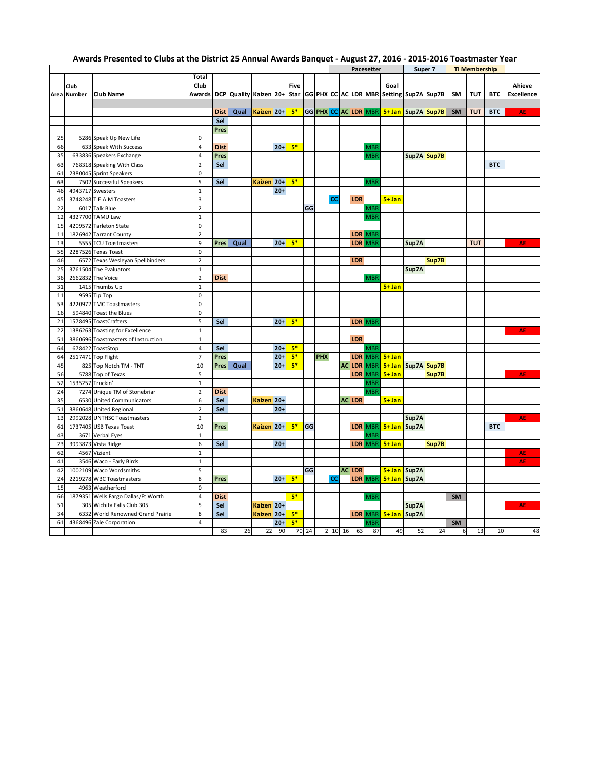# Awards Presented to Clubs at the District 25 Annual Awards Banquet - August 27, 2016 - 2015-2016 Toastmaster Year

| | | | | | | | | | | | | Pacesetter | | | | Super 7 | | TI Membership | | | |
|---|---|---|---|---|---|---|---|---|---|---|---|---|---|---|---|---|---|---|---|---|---|
| Area | Club Number | Club Name | Total Club Awards | DCP | Quality | Kaizen | 20+ | Five Star | GG | PHX | CC | AC | LDR | MBR | Goal Setting | Sup7A | Sup7B | SM | TUT | BTC | Ahieve Excellence |
| | | | | | | | | | | | | | | | | | | | | | |
| | | | | Dist | Qual | Kaizen | 20+ | 5* | GG | PHX | CC | AC | LDR | MBR | 5+ Jan | Sup7A | Sup7B | SM | TUT | BTC | AE |
| | | | | Sel | | | | | | | | | | | | | | | | | |
| | | | | Pres | | | | | | | | | | | | | | | | | |
| 25 | 5286 | Speak Up New Life | 0 | | | | | | | | | | | | | | | | | | |
| 66 | 633 | Speak With Success | 4 | Dist | | | 20+ | 5* | | | | | | MBR | | | | | | | |
| 35 | 633836 | Speakers Exchange | 4 | Pres | | | | | | | | | | MBR | | Sup7A | Sup7B | | | | |
| 63 | 768318 | Speaking With Class | 2 | Sel | | | | | | | | | | | | | | | | BTC | |
| 61 | 2380045 | Sprint Speakers | 0 | | | | | | | | | | | | | | | | | | |
| 63 | 7502 | Successful Speakers | 5 | Sel | | Kaizen | 20+ | 5* | | | | | | MBR | | | | | | | |
| 46 | 4943717 | Swesters | 1 | | | | 20+ | | | | | | | | | | | | | | |
| 45 | 3748248 | T.E.A.M Toasters | 3 | | | | | | | | CC | | LDR | | 5+ Jan | | | | | | |
| 22 | 6017 | Talk Blue | 2 | | | | | | GG | | | | | MBR | | | | | | | |
| 12 | 4327700 | TAMU Law | 1 | | | | | | | | | | | MBR | | | | | | | |
| 15 | 4209572 | Tarleton State | 0 | | | | | | | | | | | | | | | | | | |
| 11 | 1826942 | Tarrant County | 2 | | | | | | | | | | LDR | MBR | | | | | | | |
| 13 | 5555 | TCU Toastmasters | 9 | Pres | Qual | | 20+ | 5* | | | | | LDR | MBR | | Sup7A | | | TUT | | AE |
| 55 | 2287526 | Texas Toast | 0 | | | | | | | | | | | | | | | | | | |
| 46 | 6572 | Texas Wesleyan Spellbinders | 2 | | | | | | | | | | LDR | | | | Sup7B | | | | |
| 25 | 3761504 | The Evaluators | 1 | | | | | | | | | | | | | Sup7A | | | | | |
| 36 | 2662832 | The Voice | 2 | Dist | | | | | | | | | | MBR | | | | | | | |
| 31 | 1415 | Thumbs Up | 1 | | | | | | | | | | | | 5+ Jan | | | | | | |
| 11 | 9595 | Tip Top | 0 | | | | | | | | | | | | | | | | | | |
| 53 | 4220972 | TMC Toastmasters | 0 | | | | | | | | | | | | | | | | | | |
| 16 | 594840 | Toast the Blues | 0 | | | | | | | | | | | | | | | | | | |
| 21 | 1578495 | ToastCrafters | 5 | Sel | | | 20+ | 5* | | | | | LDR | MBR | | | | | | | |
| 22 | 1386263 | Toasting for Excellence | 1 | | | | | | | | | | | | | | | | | | AE |
| 51 | 3860696 | Toastmasters of Instruction | 1 | | | | | | | | | | LDR | | | | | | | | |
| 64 | 678422 | ToastStop | 4 | Sel | | | 20+ | 5* | | | | | | MBR | | | | | | | |
| 64 | 2517471 | Top Flight | 7 | Pres | | | 20+ | 5* | | PHX | | | LDR | MBR | 5+ Jan | | | | | | |
| 45 | 825 | Top Notch TM - TNT | 10 | Pres | Qual | | 20+ | 5* | | | | AC | LDR | MBR | 5+ Jan | Sup7A | Sup7B | | | | |
| 56 | 5788 | Top of Texas | 5 | | | | | | | | | | LDR | MBR | 5+ Jan | | Sup7B | | | | AE |
| 52 | 1535257 | Truckin' | 1 | | | | | | | | | | | MBR | | | | | | | |
| 24 | 7274 | Unique TM of Stonebriar | 2 | Dist | | | | | | | | | | MBR | | | | | | | |
| 35 | 6530 | United Communicators | 6 | Sel | | Kaizen | 20+ | | | | | AC | LDR | | 5+ Jan | | | | | | |
| 51 | 3860648 | United Regional | 2 | Sel | | | 20+ | | | | | | | | | | | | | | |
| 13 | 2992028 | UNTHSC Toastmasters | 2 | | | | | | | | | | | | | Sup7A | | | | | AE |
| 61 | 1737405 | USB Texas Toast | 10 | Pres | | Kaizen | 20+ | 5* | GG | | | | LDR | MBR | 5+ Jan | Sup7A | | | | BTC | |
| 43 | 3671 | Verbal Eyes | 1 | | | | | | | | | | | MBR | | | | | | | |
| 23 | 3993873 | Vista Ridge | 6 | Sel | | | 20+ | | | | | | LDR | MBR | 5+ Jan | | Sup7B | | | | |
| 62 | 4567 | Vizient | 1 | | | | | | | | | | | | | | | | | | AE |
| 41 | 3546 | Waco - Early Birds | 1 | | | | | | | | | | | | | | | | | | AE |
| 42 | 1002109 | Waco Wordsmiths | 5 | | | | | | GG | | | AC | LDR | | 5+ Jan | Sup7A | | | | | |
| 24 | 2219278 | WBC Toastmasters | 8 | Pres | | | 20+ | 5* | | | CC | | LDR | MBR | 5+ Jan | Sup7A | | | | | |
| 15 | 4963 | Weatherford | 0 | | | | | | | | | | | | | | | | | | |
| 66 | 1879351 | Wells Fargo Dallas/Ft Worth | 4 | Dist | | | | 5* | | | | | | MBR | | | | SM | | | |
| 51 | 305 | Wichita Falls Club 305 | 5 | Sel | | Kaizen | 20+ | | | | | | | | | Sup7A | | | | | AE |
| 34 | 6332 | World Renowned Grand Prairie | 8 | Sel | | Kaizen | 20+ | 5* | | | | | LDR | MBR | 5+ Jan | Sup7A | | | | | |
| 61 | 4368496 | Zale Corporation | 4 | | | | 20+ | 5* | | | | | | MBR | | | | SM | | | |
| | | | | 83 | 26 | 22 | 90 | 70 | 24 | 2 | 10 | 16 | 63 | 87 | 49 | 52 | 24 | 6 | 13 | 20 | 48 |